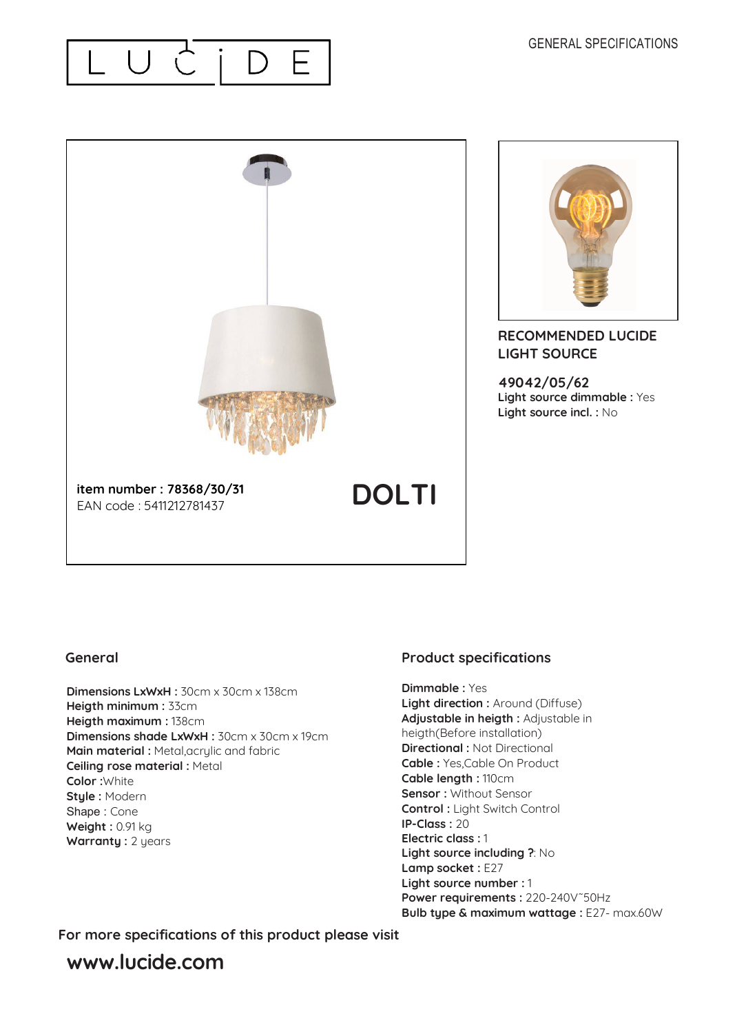LUCIDE

GENERAL SPECIFICATIONS

**item number : 78368/30/31**
EAN code : 5411212781437

# DOLTI

## RECOMMENDED LUCIDE LIGHT SOURCE

**49042/05/62**
**Light source dimmable :** Yes
**Light source incl. :** No

## General

**Dimensions LxWxH :** 30cm x 30cm x 138cm
**Heigth minimum :** 33cm
**Heigth maximum :** 138cm
**Dimensions shade LxWxH :** 30cm x 30cm x 19cm
**Main material :** Metal,acrylic and fabric
**Ceiling rose material :** Metal
**Color :**White
**Style :** Modern
**Shape :** Cone
**Weight :** 0.91 kg
**Warranty :** 2 years

## Product specifications

**Dimmable :** Yes
**Light direction :** Around (Diffuse)
**Adjustable in heigth :** Adjustable in heigth(Before installation)
**Directional :** Not Directional
**Cable :** Yes,Cable On Product
**Cable length :** 110cm
**Sensor :** Without Sensor
**Control :** Light Switch Control
**IP-Class :** 20
**Electric class :** 1
**Light source including ?:** No
**Lamp socket :** E27
**Light source number :** 1
**Power requirements :** 220-240V˜50Hz
**Bulb type & maximum wattage :** E27- max.60W

For more specifications of this product please visit

**www.lucide.com**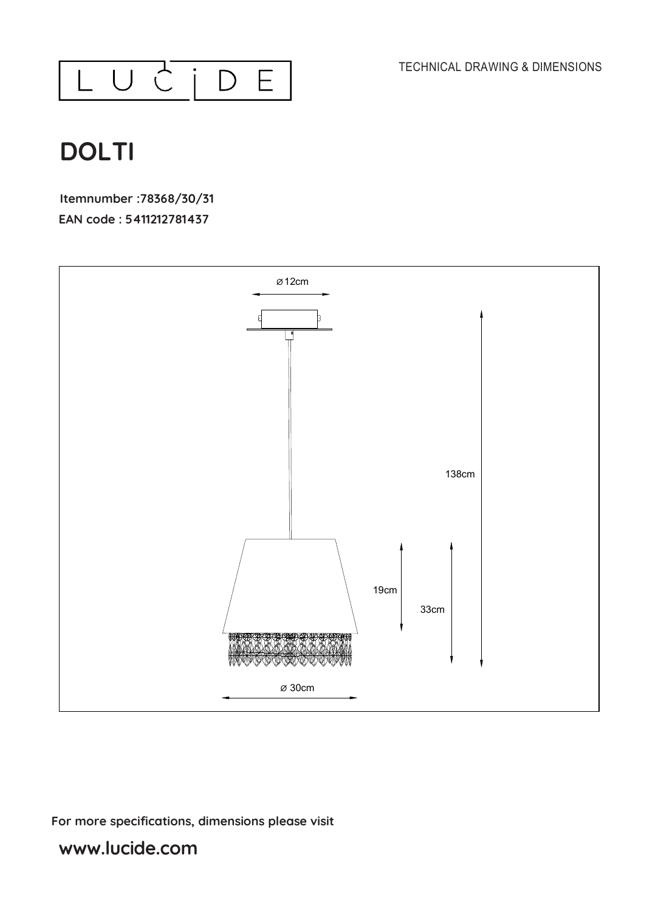LUCIDE

TECHNICAL DRAWING & DIMENSIONS

# DOLTI

**Itemnumber :78368/30/31**

**EAN code : 5411212781437**

⌀12cm

138cm

19cm

33cm

⌀ 30cm

**For more specifications, dimensions please visit**

**www.lucide.com**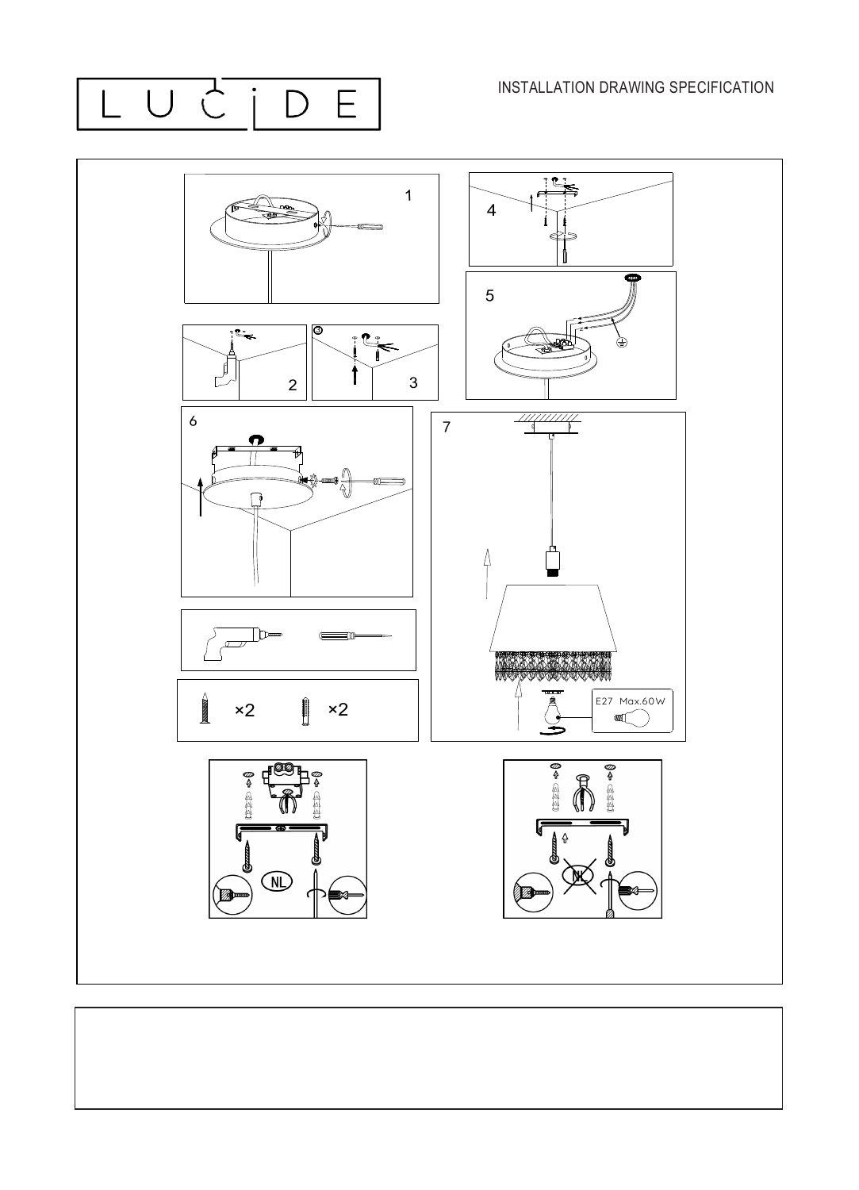# LUCIDE

INSTALLATION DRAWING SPECIFICATION

1

4

5

2

3

6

7

×2

×2

E27 Max.60W

NL

NL